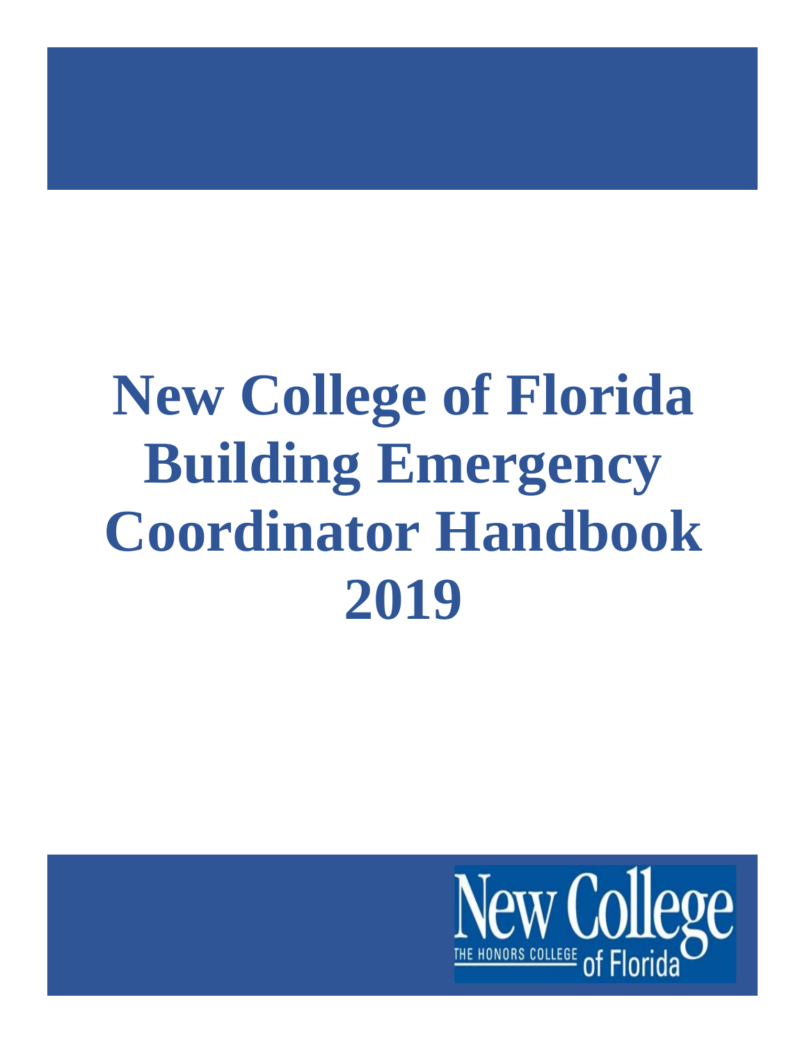# New College of Florida Building Emergency Coordinator Handbook 2019

New College THE HONORS COLLEGE of Florida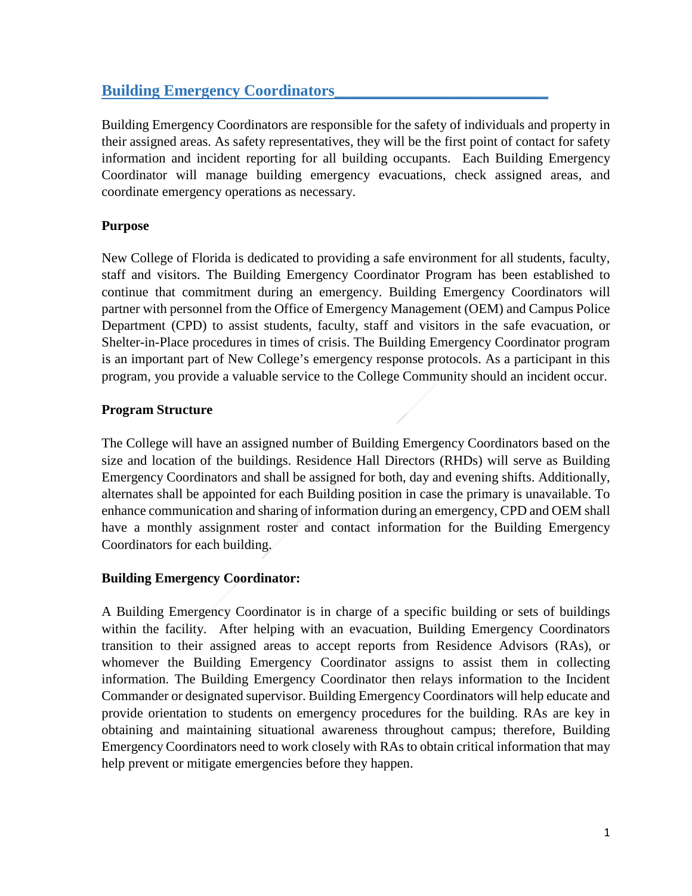## Building Emergency Coordinators

Building Emergency Coordinators are responsible for the safety of individuals and property in their assigned areas. As safety representatives, they will be the first point of contact for safety information and incident reporting for all building occupants. Each Building Emergency Coordinator will manage building emergency evacuations, check assigned areas, and coordinate emergency operations as necessary.

**Purpose**

New College of Florida is dedicated to providing a safe environment for all students, faculty, staff and visitors. The Building Emergency Coordinator Program has been established to continue that commitment during an emergency. Building Emergency Coordinators will partner with personnel from the Office of Emergency Management (OEM) and Campus Police Department (CPD) to assist students, faculty, staff and visitors in the safe evacuation, or Shelter-in-Place procedures in times of crisis. The Building Emergency Coordinator program is an important part of New College's emergency response protocols. As a participant in this program, you provide a valuable service to the College Community should an incident occur.

**Program Structure**

The College will have an assigned number of Building Emergency Coordinators based on the size and location of the buildings. Residence Hall Directors (RHDs) will serve as Building Emergency Coordinators and shall be assigned for both, day and evening shifts. Additionally, alternates shall be appointed for each Building position in case the primary is unavailable. To enhance communication and sharing of information during an emergency, CPD and OEM shall have a monthly assignment roster and contact information for the Building Emergency Coordinators for each building.

**Building Emergency Coordinator:**

A Building Emergency Coordinator is in charge of a specific building or sets of buildings within the facility. After helping with an evacuation, Building Emergency Coordinators transition to their assigned areas to accept reports from Residence Advisors (RAs), or whomever the Building Emergency Coordinator assigns to assist them in collecting information. The Building Emergency Coordinator then relays information to the Incident Commander or designated supervisor. Building Emergency Coordinators will help educate and provide orientation to students on emergency procedures for the building. RAs are key in obtaining and maintaining situational awareness throughout campus; therefore, Building Emergency Coordinators need to work closely with RAs to obtain critical information that may help prevent or mitigate emergencies before they happen.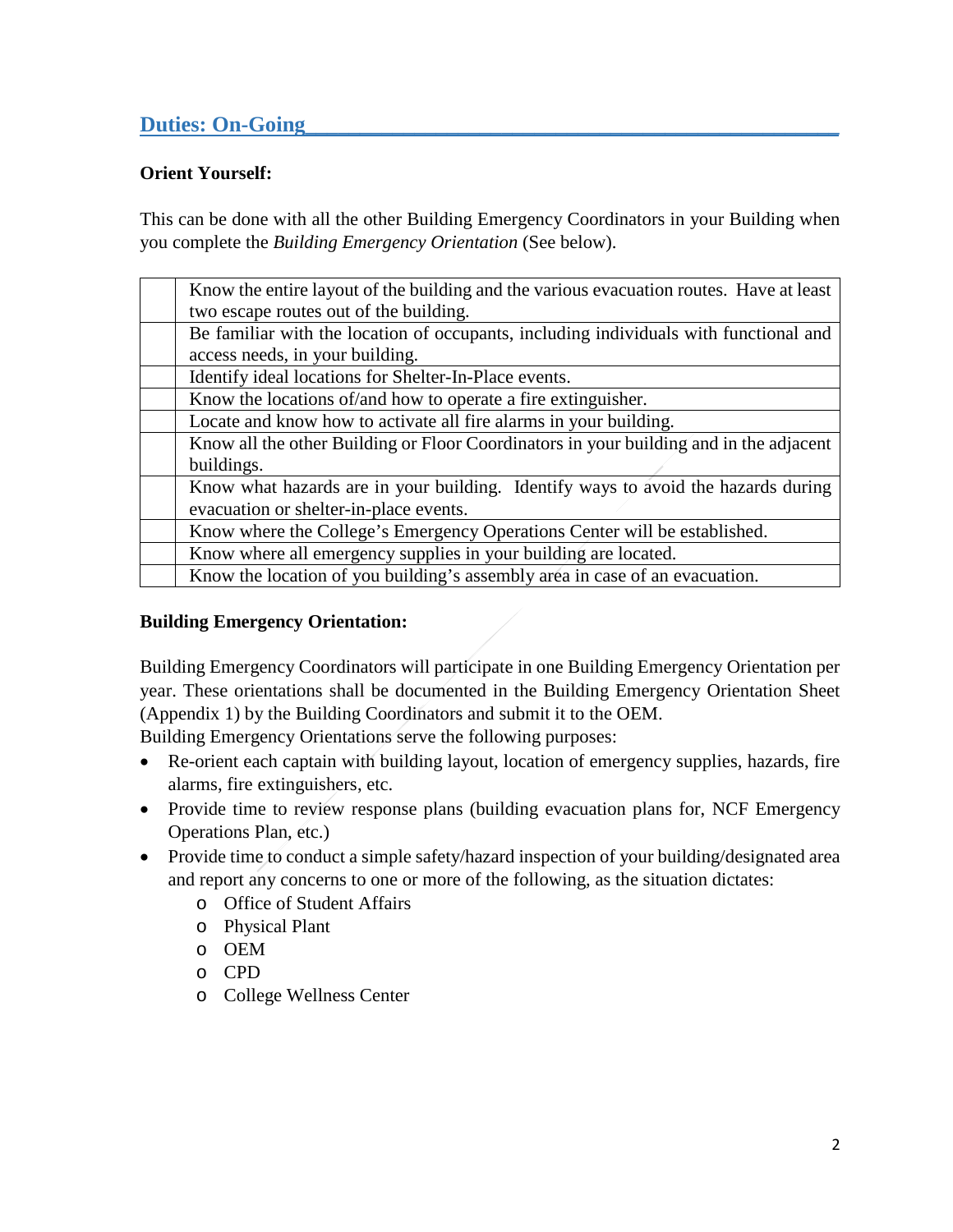## Duties: On-Going

**Orient Yourself:**

This can be done with all the other Building Emergency Coordinators in your Building when you complete the *Building Emergency Orientation* (See below).

| | |
|---|---|
| | Know the entire layout of the building and the various evacuation routes. Have at least two escape routes out of the building. |
| | Be familiar with the location of occupants, including individuals with functional and access needs, in your building. |
| | Identify ideal locations for Shelter-In-Place events. |
| | Know the locations of/and how to operate a fire extinguisher. |
| | Locate and know how to activate all fire alarms in your building. |
| | Know all the other Building or Floor Coordinators in your building and in the adjacent buildings. |
| | Know what hazards are in your building. Identify ways to avoid the hazards during evacuation or shelter-in-place events. |
| | Know where the College's Emergency Operations Center will be established. |
| | Know where all emergency supplies in your building are located. |
| | Know the location of you building's assembly area in case of an evacuation. |

**Building Emergency Orientation:**

Building Emergency Coordinators will participate in one Building Emergency Orientation per year. These orientations shall be documented in the Building Emergency Orientation Sheet (Appendix 1) by the Building Coordinators and submit it to the OEM.
Building Emergency Orientations serve the following purposes:

- Re-orient each captain with building layout, location of emergency supplies, hazards, fire alarms, fire extinguishers, etc.
- Provide time to review response plans (building evacuation plans for, NCF Emergency Operations Plan, etc.)
- Provide time to conduct a simple safety/hazard inspection of your building/designated area and report any concerns to one or more of the following, as the situation dictates:
  - Office of Student Affairs
  - Physical Plant
  - OEM
  - CPD
  - College Wellness Center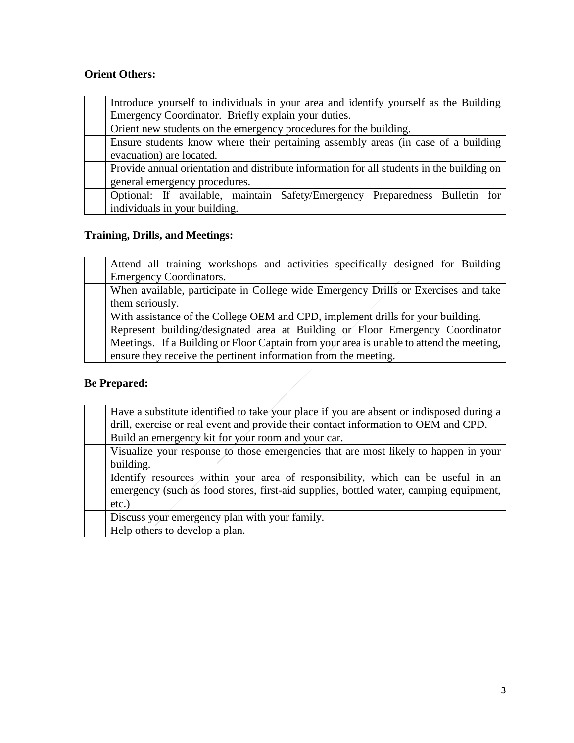**Orient Others:**

| | |
|---|---|
| | Introduce yourself to individuals in your area and identify yourself as the Building Emergency Coordinator. Briefly explain your duties. |
| | Orient new students on the emergency procedures for the building. |
| | Ensure students know where their pertaining assembly areas (in case of a building evacuation) are located. |
| | Provide annual orientation and distribute information for all students in the building on general emergency procedures. |
| | Optional: If available, maintain Safety/Emergency Preparedness Bulletin for individuals in your building. |

**Training, Drills, and Meetings:**

| | |
|---|---|
| | Attend all training workshops and activities specifically designed for Building Emergency Coordinators. |
| | When available, participate in College wide Emergency Drills or Exercises and take them seriously. |
| | With assistance of the College OEM and CPD, implement drills for your building. |
| | Represent building/designated area at Building or Floor Emergency Coordinator Meetings. If a Building or Floor Captain from your area is unable to attend the meeting, ensure they receive the pertinent information from the meeting. |

**Be Prepared:**

| | |
|---|---|
| | Have a substitute identified to take your place if you are absent or indisposed during a drill, exercise or real event and provide their contact information to OEM and CPD. |
| | Build an emergency kit for your room and your car. |
| | Visualize your response to those emergencies that are most likely to happen in your building. |
| | Identify resources within your area of responsibility, which can be useful in an emergency (such as food stores, first-aid supplies, bottled water, camping equipment, etc.) |
| | Discuss your emergency plan with your family. |
| | Help others to develop a plan. |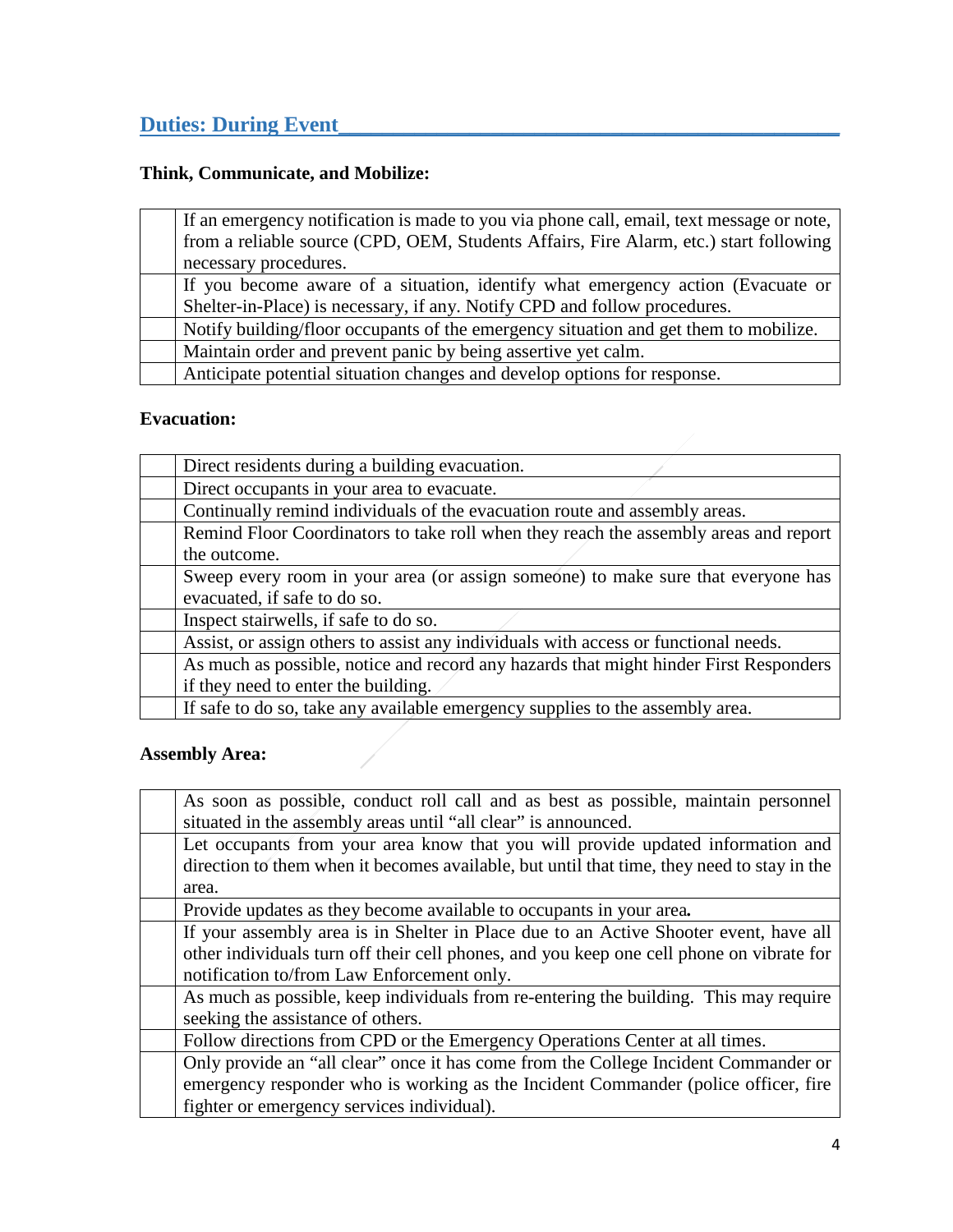## Duties: During Event

**Think, Communicate, and Mobilize:**

| | |
|---|---|
| | If an emergency notification is made to you via phone call, email, text message or note, from a reliable source (CPD, OEM, Students Affairs, Fire Alarm, etc.) start following necessary procedures. |
| | If you become aware of a situation, identify what emergency action (Evacuate or Shelter-in-Place) is necessary, if any. Notify CPD and follow procedures. |
| | Notify building/floor occupants of the emergency situation and get them to mobilize. |
| | Maintain order and prevent panic by being assertive yet calm. |
| | Anticipate potential situation changes and develop options for response. |

**Evacuation:**

| | |
|---|---|
| | Direct residents during a building evacuation. |
| | Direct occupants in your area to evacuate. |
| | Continually remind individuals of the evacuation route and assembly areas. |
| | Remind Floor Coordinators to take roll when they reach the assembly areas and report the outcome. |
| | Sweep every room in your area (or assign someone) to make sure that everyone has evacuated, if safe to do so. |
| | Inspect stairwells, if safe to do so. |
| | Assist, or assign others to assist any individuals with access or functional needs. |
| | As much as possible, notice and record any hazards that might hinder First Responders if they need to enter the building. |
| | If safe to do so, take any available emergency supplies to the assembly area. |

**Assembly Area:**

| | |
|---|---|
| | As soon as possible, conduct roll call and as best as possible, maintain personnel situated in the assembly areas until "all clear" is announced. |
| | Let occupants from your area know that you will provide updated information and direction to them when it becomes available, but until that time, they need to stay in the area. |
| | Provide updates as they become available to occupants in your area. |
| | If your assembly area is in Shelter in Place due to an Active Shooter event, have all other individuals turn off their cell phones, and you keep one cell phone on vibrate for notification to/from Law Enforcement only. |
| | As much as possible, keep individuals from re-entering the building. This may require seeking the assistance of others. |
| | Follow directions from CPD or the Emergency Operations Center at all times. |
| | Only provide an "all clear" once it has come from the College Incident Commander or emergency responder who is working as the Incident Commander (police officer, fire fighter or emergency services individual). |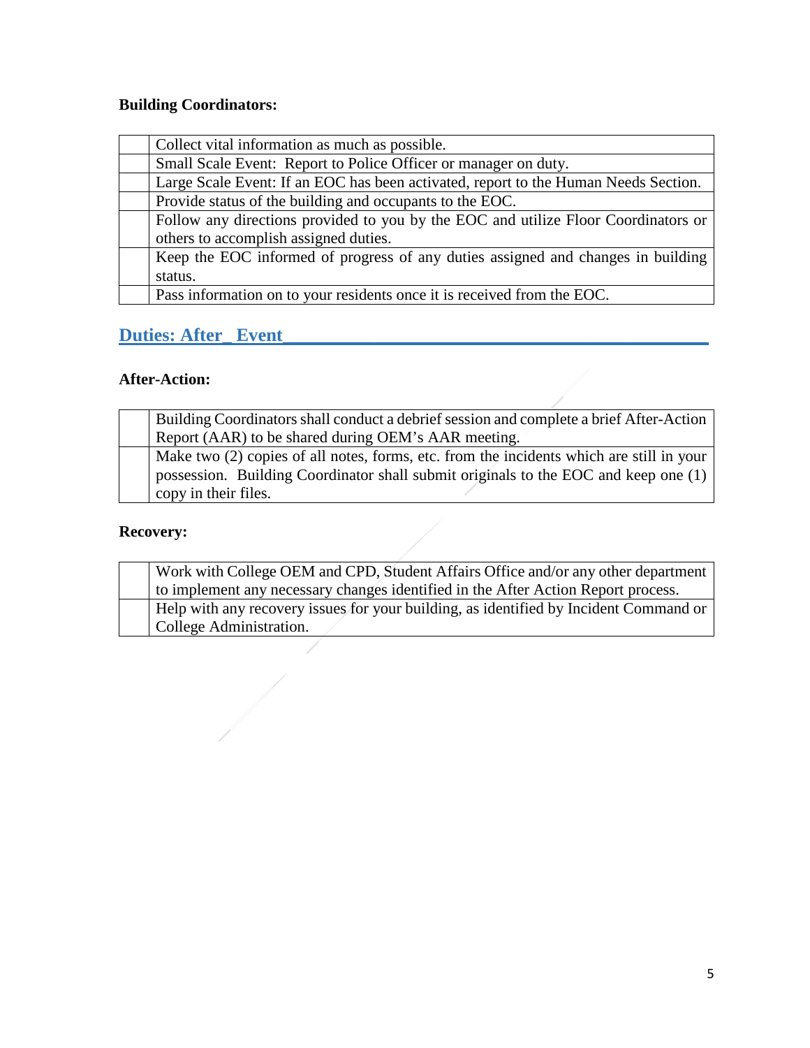**Building Coordinators:**

| | |
|---|---|
| | Collect vital information as much as possible. |
| | Small Scale Event: Report to Police Officer or manager on duty. |
| | Large Scale Event: If an EOC has been activated, report to the Human Needs Section. |
| | Provide status of the building and occupants to the EOC. |
| | Follow any directions provided to you by the EOC and utilize Floor Coordinators or others to accomplish assigned duties. |
| | Keep the EOC informed of progress of any duties assigned and changes in building status. |
| | Pass information on to your residents once it is received from the EOC. |

## Duties: After_ Event

**After-Action:**

| | |
|---|---|
| | Building Coordinators shall conduct a debrief session and complete a brief After-Action Report (AAR) to be shared during OEM's AAR meeting. |
| | Make two (2) copies of all notes, forms, etc. from the incidents which are still in your possession. Building Coordinator shall submit originals to the EOC and keep one (1) copy in their files. |

**Recovery:**

| | |
|---|---|
| | Work with College OEM and CPD, Student Affairs Office and/or any other department to implement any necessary changes identified in the After Action Report process. |
| | Help with any recovery issues for your building, as identified by Incident Command or College Administration. |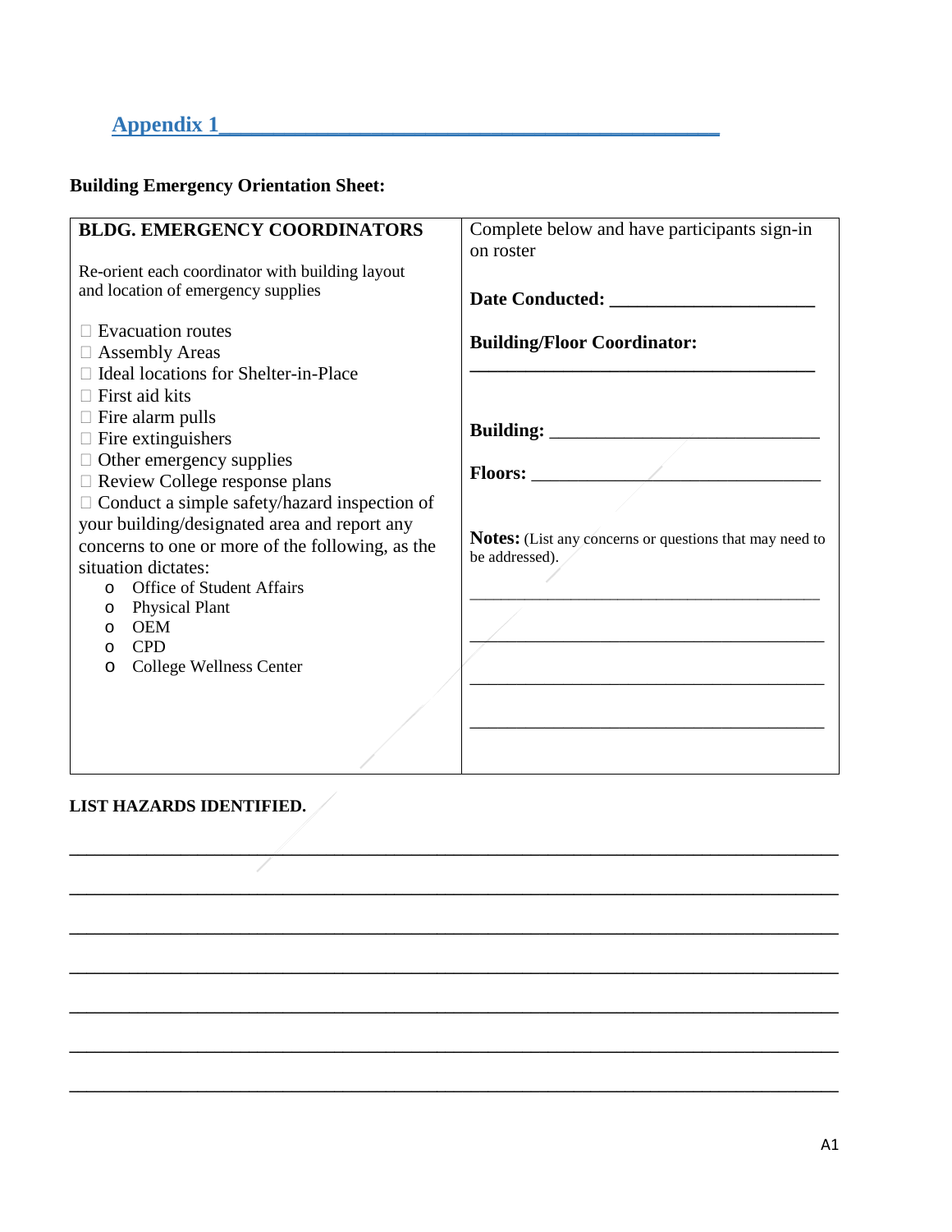## Appendix 1

**Building Emergency Orientation Sheet:**

| **BLDG. EMERGENCY COORDINATORS** | Complete below and have participants sign-in on roster |
|---|---|
| Re-orient each coordinator with building layout and location of emergency supplies<br><br>☐ Evacuation routes<br>☐ Assembly Areas<br>☐ Ideal locations for Shelter-in-Place<br>☐ First aid kits<br>☐ Fire alarm pulls<br>☐ Fire extinguishers<br>☐ Other emergency supplies<br>☐ Review College response plans<br>☐ Conduct a simple safety/hazard inspection of your building/designated area and report any concerns to one or more of the following, as the situation dictates:<br>o Office of Student Affairs<br>o Physical Plant<br>o OEM<br>o CPD<br>o College Wellness Center | **Date Conducted:** ______________________<br><br>**Building/Floor Coordinator:**<br>______________________________________<br><br>**Building:** ______________________________<br><br>**Floors:** ________________________________<br><br>**Notes:** (List any concerns or questions that may need to be addressed).<br><br>________________________________________<br>________________________________________<br>________________________________________<br>________________________________________ |

**LIST HAZARDS IDENTIFIED.**

______________________________________________________________________________

______________________________________________________________________________

______________________________________________________________________________

______________________________________________________________________________

______________________________________________________________________________

______________________________________________________________________________

______________________________________________________________________________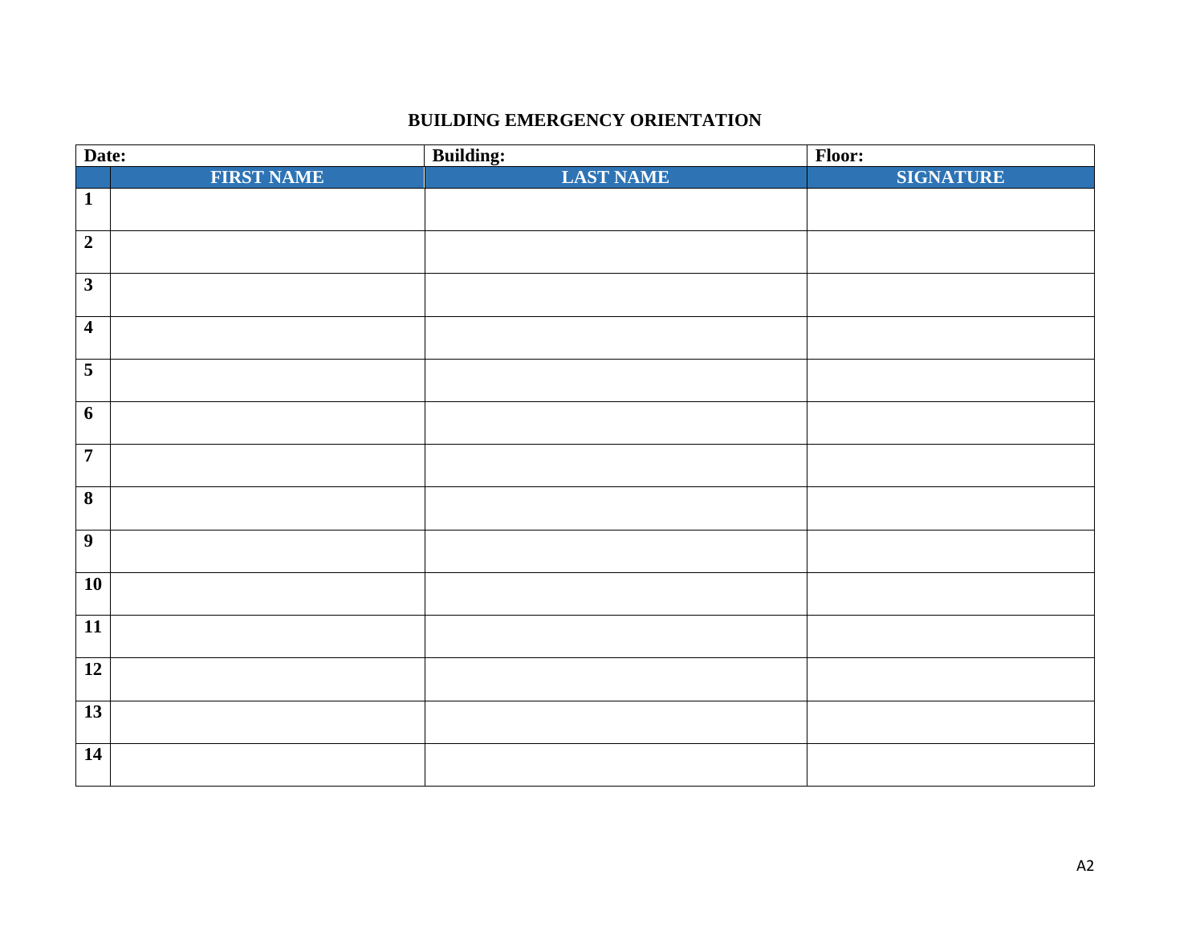**BUILDING EMERGENCY ORIENTATION**

| **Date:** | | **Building:** | **Floor:** |
|---|---|---|---|
| | **FIRST NAME** | **LAST NAME** | **SIGNATURE** |
| **1** | | | |
| **2** | | | |
| **3** | | | |
| **4** | | | |
| **5** | | | |
| **6** | | | |
| **7** | | | |
| **8** | | | |
| **9** | | | |
| **10** | | | |
| **11** | | | |
| **12** | | | |
| **13** | | | |
| **14** | | | |

A2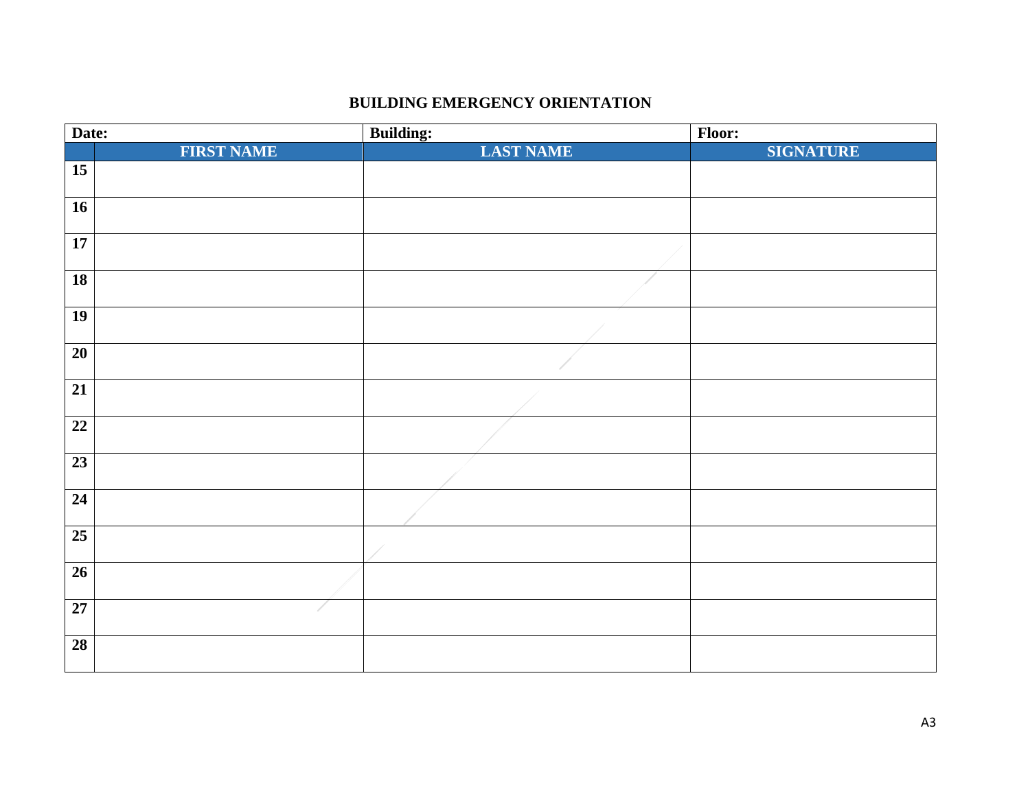**BUILDING EMERGENCY ORIENTATION**

| Date: | | Building: | Floor: |
|---|---|---|---|
| | FIRST NAME | LAST NAME | SIGNATURE |
| 15 | | | |
| 16 | | | |
| 17 | | | |
| 18 | | | |
| 19 | | | |
| 20 | | | |
| 21 | | | |
| 22 | | | |
| 23 | | | |
| 24 | | | |
| 25 | | | |
| 26 | | | |
| 27 | | | |
| 28 | | | |

A3